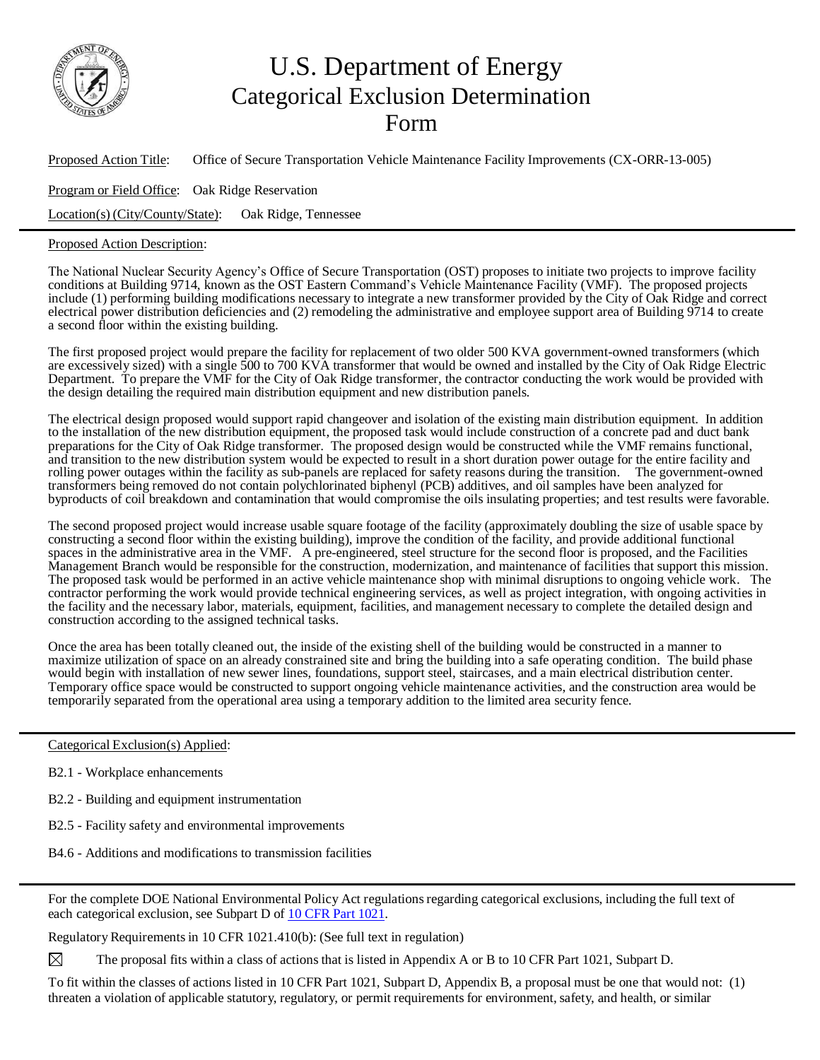# U.S. Department of Energy Categorical Exclusion Determination Form

Proposed Action Title: Office of Secure Transportation Vehicle Maintenance Facility Improvements (CX-ORR-13-005)

Program or Field Office: Oak Ridge Reservation

Location(s) (City/County/State): Oak Ridge, Tennessee

---

Proposed Action Description:

The National Nuclear Security Agency's Office of Secure Transportation (OST) proposes to initiate two projects to improve facility conditions at Building 9714, known as the OST Eastern Command's Vehicle Maintenance Facility (VMF). The proposed projects include (1) performing building modifications necessary to integrate a new transformer provided by the City of Oak Ridge and correct electrical power distribution deficiencies and (2) remodeling the administrative and employee support area of Building 9714 to create a second floor within the existing building.

The first proposed project would prepare the facility for replacement of two older 500 KVA government-owned transformers (which are excessively sized) with a single 500 to 700 KVA transformer that would be owned and installed by the City of Oak Ridge Electric Department. To prepare the VMF for the City of Oak Ridge transformer, the contractor conducting the work would be provided with the design detailing the required main distribution equipment and new distribution panels.

The electrical design proposed would support rapid changeover and isolation of the existing main distribution equipment. In addition to the installation of the new distribution equipment, the proposed task would include construction of a concrete pad and duct bank preparations for the City of Oak Ridge transformer. The proposed design would be constructed while the VMF remains functional, and transition to the new distribution system would be expected to result in a short duration power outage for the entire facility and rolling power outages within the facility as sub-panels are replaced for safety reasons during the transition. The government-owned transformers being removed do not contain polychlorinated biphenyl (PCB) additives, and oil samples have been analyzed for byproducts of coil breakdown and contamination that would compromise the oils insulating properties; and test results were favorable.

The second proposed project would increase usable square footage of the facility (approximately doubling the size of usable space by constructing a second floor within the existing building), improve the condition of the facility, and provide additional functional spaces in the administrative area in the VMF. A pre-engineered, steel structure for the second floor is proposed, and the Facilities Management Branch would be responsible for the construction, modernization, and maintenance of facilities that support this mission. The proposed task would be performed in an active vehicle maintenance shop with minimal disruptions to ongoing vehicle work. The contractor performing the work would provide technical engineering services, as well as project integration, with ongoing activities in the facility and the necessary labor, materials, equipment, facilities, and management necessary to complete the detailed design and construction according to the assigned technical tasks.

Once the area has been totally cleaned out, the inside of the existing shell of the building would be constructed in a manner to maximize utilization of space on an already constrained site and bring the building into a safe operating condition. The build phase would begin with installation of new sewer lines, foundations, support steel, staircases, and a main electrical distribution center. Temporary office space would be constructed to support ongoing vehicle maintenance activities, and the construction area would be temporarily separated from the operational area using a temporary addition to the limited area security fence.

---

Categorical Exclusion(s) Applied:

B2.1 - Workplace enhancements

B2.2 - Building and equipment instrumentation

B2.5 - Facility safety and environmental improvements

B4.6 - Additions and modifications to transmission facilities

---

For the complete DOE National Environmental Policy Act regulations regarding categorical exclusions, including the full text of each categorical exclusion, see Subpart D of [10 CFR Part 1021](10 CFR Part 1021).

Regulatory Requirements in 10 CFR 1021.410(b): (See full text in regulation)

☒ The proposal fits within a class of actions that is listed in Appendix A or B to 10 CFR Part 1021, Subpart D.

To fit within the classes of actions listed in 10 CFR Part 1021, Subpart D, Appendix B, a proposal must be one that would not: (1) threaten a violation of applicable statutory, regulatory, or permit requirements for environment, safety, and health, or similar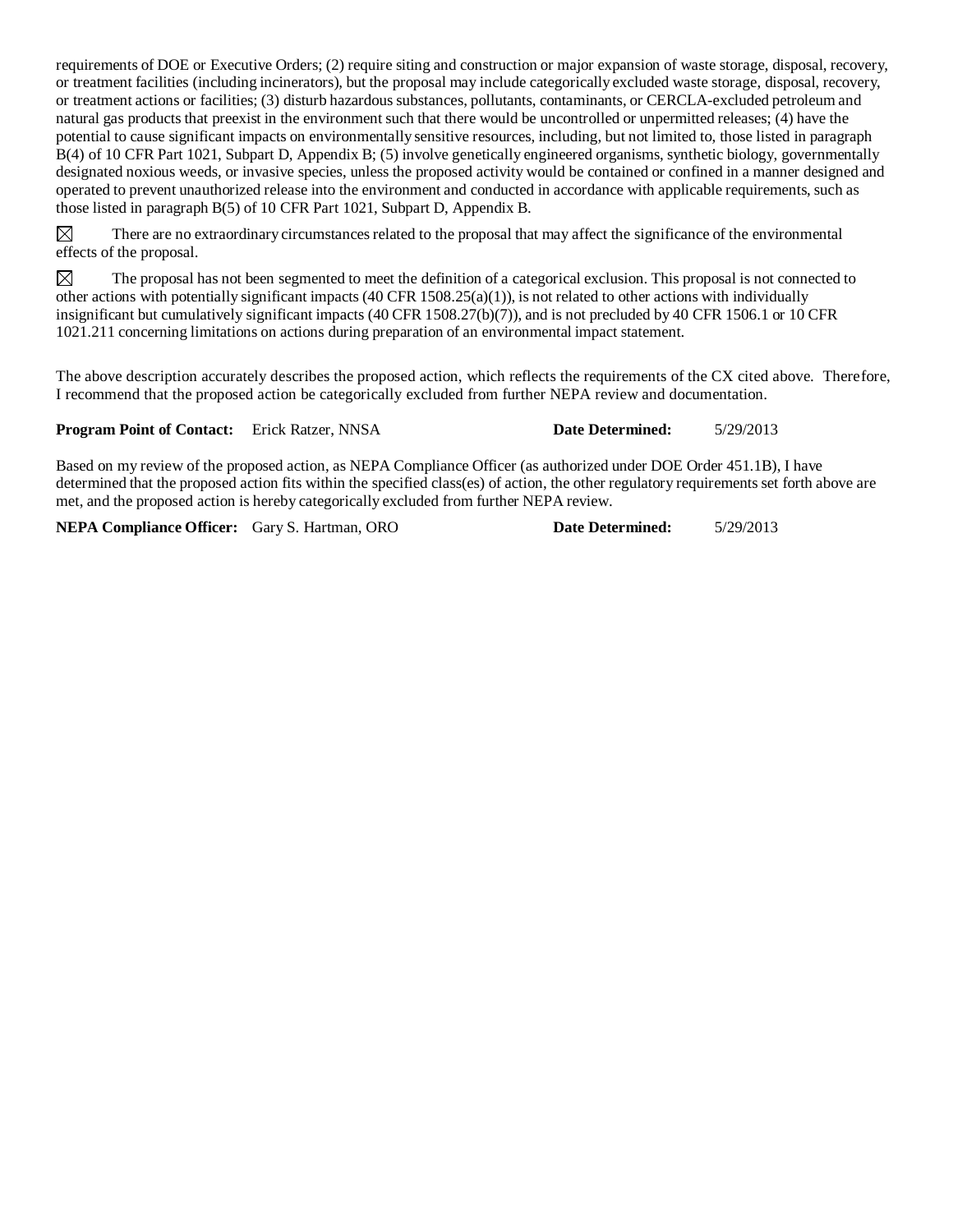requirements of DOE or Executive Orders; (2) require siting and construction or major expansion of waste storage, disposal, recovery, or treatment facilities (including incinerators), but the proposal may include categorically excluded waste storage, disposal, recovery, or treatment actions or facilities; (3) disturb hazardous substances, pollutants, contaminants, or CERCLA-excluded petroleum and natural gas products that preexist in the environment such that there would be uncontrolled or unpermitted releases; (4) have the potential to cause significant impacts on environmentally sensitive resources, including, but not limited to, those listed in paragraph B(4) of 10 CFR Part 1021, Subpart D, Appendix B; (5) involve genetically engineered organisms, synthetic biology, governmentally designated noxious weeds, or invasive species, unless the proposed activity would be contained or confined in a manner designed and operated to prevent unauthorized release into the environment and conducted in accordance with applicable requirements, such as those listed in paragraph B(5) of 10 CFR Part 1021, Subpart D, Appendix B.

☒ There are no extraordinary circumstances related to the proposal that may affect the significance of the environmental effects of the proposal.

☒ The proposal has not been segmented to meet the definition of a categorical exclusion. This proposal is not connected to other actions with potentially significant impacts (40 CFR 1508.25(a)(1)), is not related to other actions with individually insignificant but cumulatively significant impacts (40 CFR 1508.27(b)(7)), and is not precluded by 40 CFR 1506.1 or 10 CFR 1021.211 concerning limitations on actions during preparation of an environmental impact statement.

The above description accurately describes the proposed action, which reflects the requirements of the CX cited above. Therefore, I recommend that the proposed action be categorically excluded from further NEPA review and documentation.

**Program Point of Contact:** Erick Ratzer, NNSA **Date Determined:** 5/29/2013

Based on my review of the proposed action, as NEPA Compliance Officer (as authorized under DOE Order 451.1B), I have determined that the proposed action fits within the specified class(es) of action, the other regulatory requirements set forth above are met, and the proposed action is hereby categorically excluded from further NEPA review.

**NEPA Compliance Officer:** Gary S. Hartman, ORO **Date Determined:** 5/29/2013